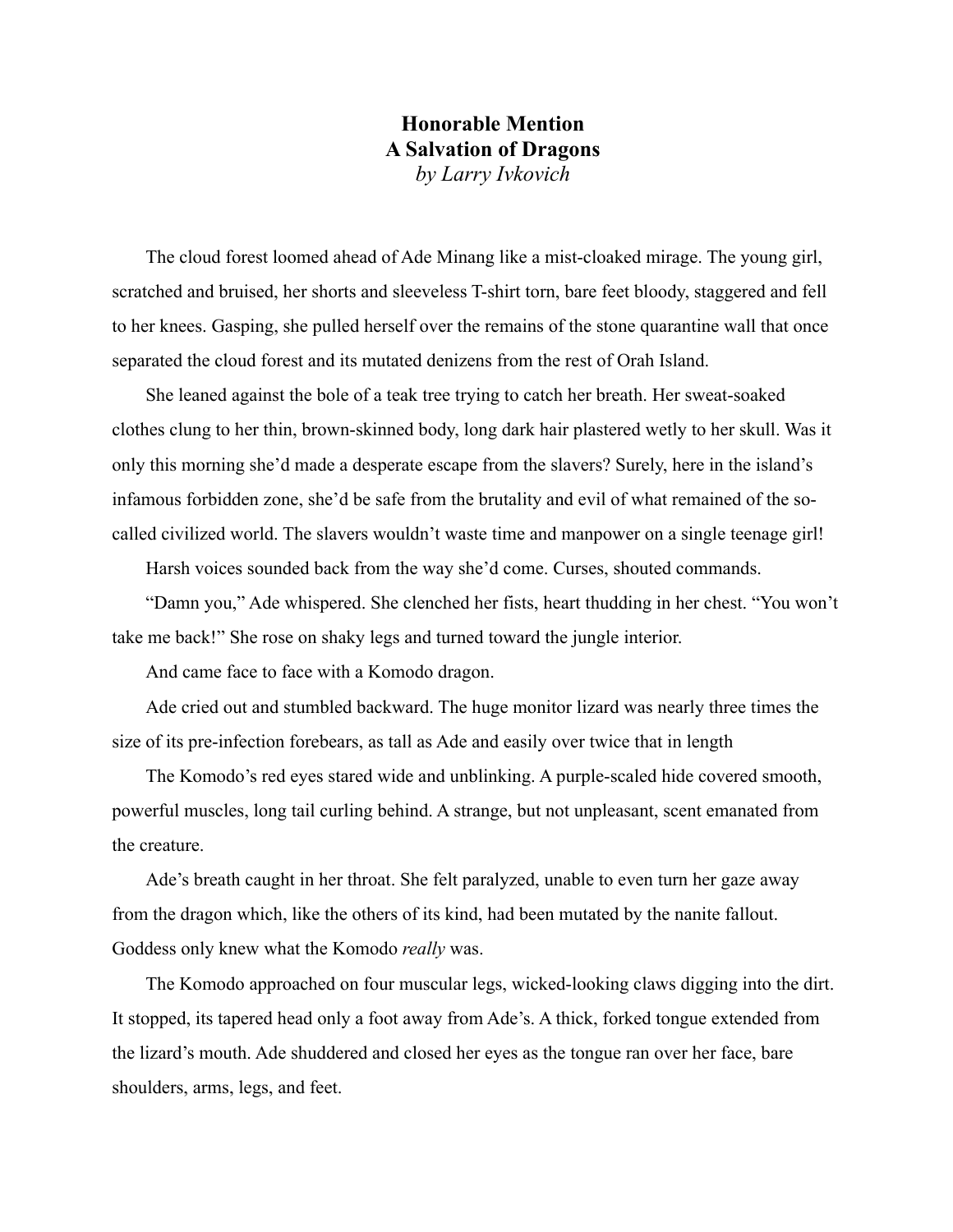**Honorable Mention**

# A Salvation of Dragons

*by Larry Ivkovich*

The cloud forest loomed ahead of Ade Minang like a mist-cloaked mirage. The young girl, scratched and bruised, her shorts and sleeveless T-shirt torn, bare feet bloody, staggered and fell to her knees. Gasping, she pulled herself over the remains of the stone quarantine wall that once separated the cloud forest and its mutated denizens from the rest of Orah Island.

She leaned against the bole of a teak tree trying to catch her breath. Her sweat-soaked clothes clung to her thin, brown-skinned body, long dark hair plastered wetly to her skull. Was it only this morning she'd made a desperate escape from the slavers? Surely, here in the island's infamous forbidden zone, she'd be safe from the brutality and evil of what remained of the so-called civilized world. The slavers wouldn't waste time and manpower on a single teenage girl!

Harsh voices sounded back from the way she'd come. Curses, shouted commands.

"Damn you," Ade whispered. She clenched her fists, heart thudding in her chest. "You won't take me back!" She rose on shaky legs and turned toward the jungle interior.

And came face to face with a Komodo dragon.

Ade cried out and stumbled backward. The huge monitor lizard was nearly three times the size of its pre-infection forebears, as tall as Ade and easily over twice that in length

The Komodo's red eyes stared wide and unblinking. A purple-scaled hide covered smooth, powerful muscles, long tail curling behind. A strange, but not unpleasant, scent emanated from the creature.

Ade's breath caught in her throat. She felt paralyzed, unable to even turn her gaze away from the dragon which, like the others of its kind, had been mutated by the nanite fallout. Goddess only knew what the Komodo *really* was.

The Komodo approached on four muscular legs, wicked-looking claws digging into the dirt. It stopped, its tapered head only a foot away from Ade's. A thick, forked tongue extended from the lizard's mouth. Ade shuddered and closed her eyes as the tongue ran over her face, bare shoulders, arms, legs, and feet.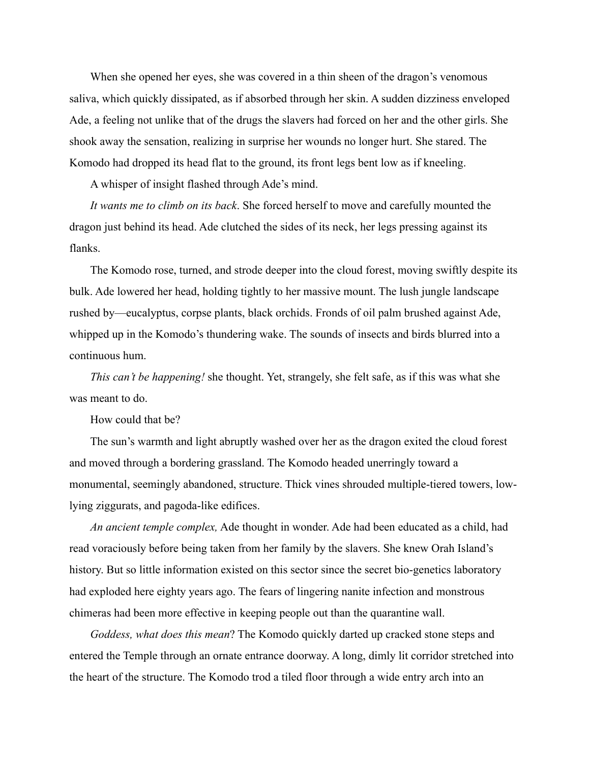When she opened her eyes, she was covered in a thin sheen of the dragon's venomous saliva, which quickly dissipated, as if absorbed through her skin. A sudden dizziness enveloped Ade, a feeling not unlike that of the drugs the slavers had forced on her and the other girls. She shook away the sensation, realizing in surprise her wounds no longer hurt. She stared. The Komodo had dropped its head flat to the ground, its front legs bent low as if kneeling.

A whisper of insight flashed through Ade's mind.

*It wants me to climb on its back*. She forced herself to move and carefully mounted the dragon just behind its head. Ade clutched the sides of its neck, her legs pressing against its flanks.

The Komodo rose, turned, and strode deeper into the cloud forest, moving swiftly despite its bulk. Ade lowered her head, holding tightly to her massive mount. The lush jungle landscape rushed by—eucalyptus, corpse plants, black orchids. Fronds of oil palm brushed against Ade, whipped up in the Komodo's thundering wake. The sounds of insects and birds blurred into a continuous hum.

*This can't be happening!* she thought. Yet, strangely, she felt safe, as if this was what she was meant to do.

How could that be?

The sun's warmth and light abruptly washed over her as the dragon exited the cloud forest and moved through a bordering grassland. The Komodo headed unerringly toward a monumental, seemingly abandoned, structure. Thick vines shrouded multiple-tiered towers, low-lying ziggurats, and pagoda-like edifices.

*An ancient temple complex,* Ade thought in wonder. Ade had been educated as a child, had read voraciously before being taken from her family by the slavers. She knew Orah Island's history. But so little information existed on this sector since the secret bio-genetics laboratory had exploded here eighty years ago. The fears of lingering nanite infection and monstrous chimeras had been more effective in keeping people out than the quarantine wall.

*Goddess, what does this mean*? The Komodo quickly darted up cracked stone steps and entered the Temple through an ornate entrance doorway. A long, dimly lit corridor stretched into the heart of the structure. The Komodo trod a tiled floor through a wide entry arch into an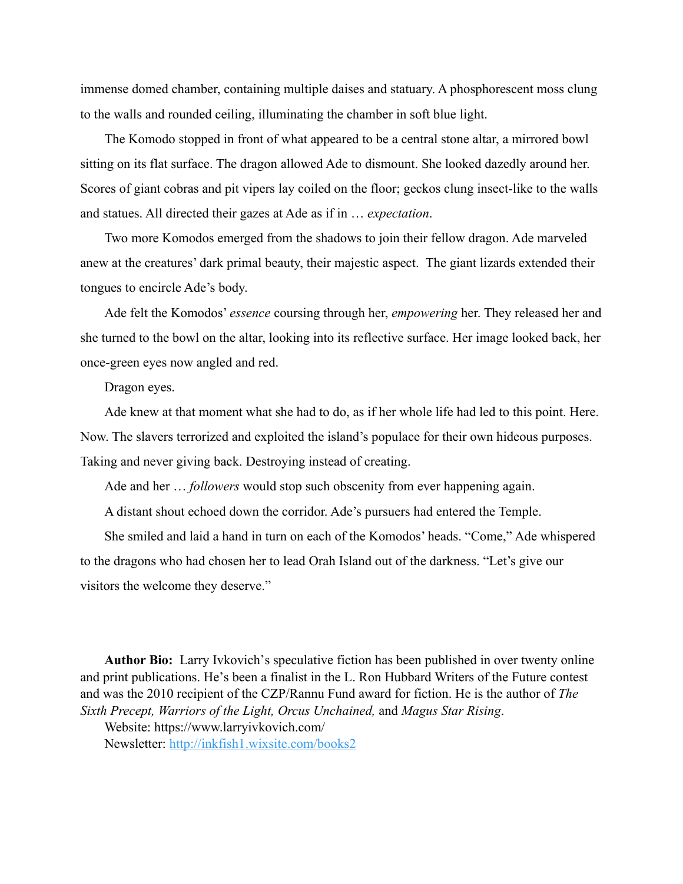immense domed chamber, containing multiple daises and statuary. A phosphorescent moss clung to the walls and rounded ceiling, illuminating the chamber in soft blue light.

The Komodo stopped in front of what appeared to be a central stone altar, a mirrored bowl sitting on its flat surface. The dragon allowed Ade to dismount. She looked dazedly around her. Scores of giant cobras and pit vipers lay coiled on the floor; geckos clung insect-like to the walls and statues. All directed their gazes at Ade as if in … *expectation*.

Two more Komodos emerged from the shadows to join their fellow dragon. Ade marveled anew at the creatures' dark primal beauty, their majestic aspect.  The giant lizards extended their tongues to encircle Ade's body.

Ade felt the Komodos' *essence* coursing through her, *empowering* her. They released her and she turned to the bowl on the altar, looking into its reflective surface. Her image looked back, her once-green eyes now angled and red.

Dragon eyes.

Ade knew at that moment what she had to do, as if her whole life had led to this point. Here. Now. The slavers terrorized and exploited the island's populace for their own hideous purposes. Taking and never giving back. Destroying instead of creating.

Ade and her … *followers* would stop such obscenity from ever happening again.

A distant shout echoed down the corridor. Ade's pursuers had entered the Temple.

She smiled and laid a hand in turn on each of the Komodos' heads. "Come," Ade whispered to the dragons who had chosen her to lead Orah Island out of the darkness. "Let's give our visitors the welcome they deserve."

**Author Bio:** Larry Ivkovich's speculative fiction has been published in over twenty online and print publications. He's been a finalist in the L. Ron Hubbard Writers of the Future contest and was the 2010 recipient of the CZP/Rannu Fund award for fiction. He is the author of *The Sixth Precept, Warriors of the Light, Orcus Unchained,* and *Magus Star Rising*.

Website: https://www.larryivkovich.com/

Newsletter: http://inkfish1.wixsite.com/books2